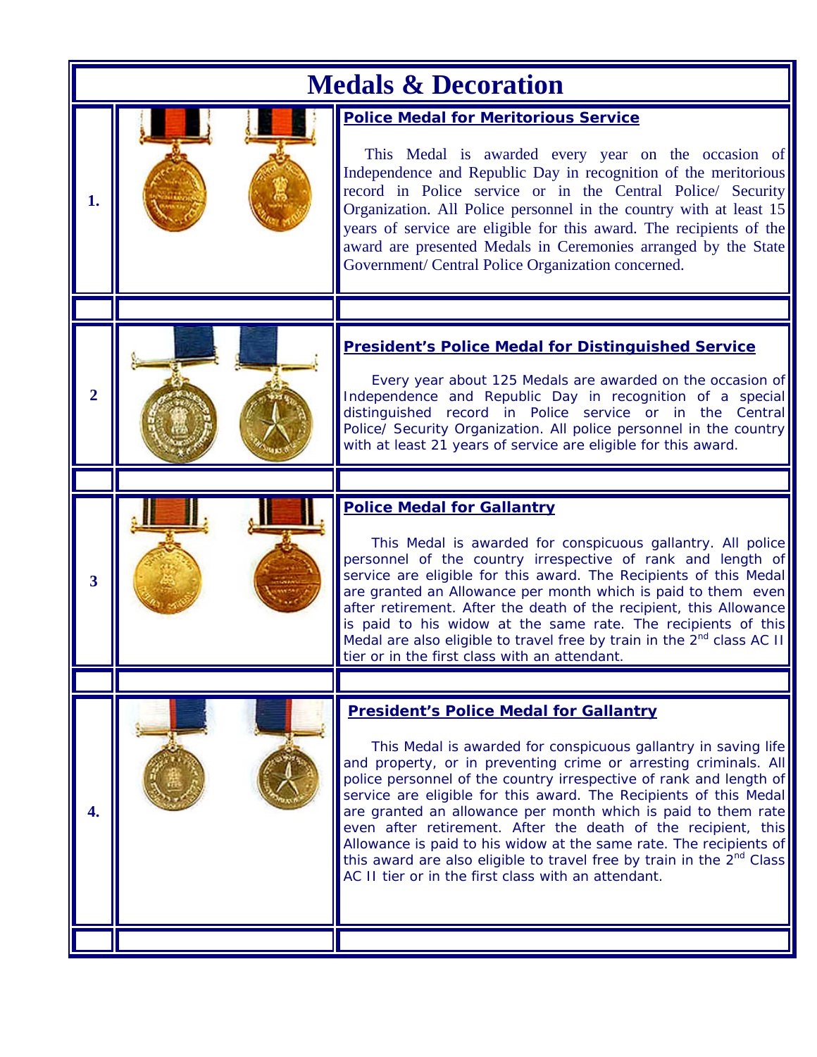# Medals & Decoration

| | | |
|---|---|---|
| 1. | | **Police Medal for Meritorious Service**<br><br>This Medal is awarded every year on the occasion of Independence and Republic Day in recognition of the meritorious record in Police service or in the Central Police/ Security Organization. All Police personnel in the country with at least 15 years of service are eligible for this award. The recipients of the award are presented Medals in Ceremonies arranged by the State Government/ Central Police Organization concerned. |
| 2 | | **President's Police Medal for Distinguished Service**<br><br>Every year about 125 Medals are awarded on the occasion of Independence and Republic Day in recognition of a special distinguished record in Police service or in the Central Police/ Security Organization. All police personnel in the country with at least 21 years of service are eligible for this award. |
| 3 | | **Police Medal for Gallantry**<br><br>This Medal is awarded for conspicuous gallantry. All police personnel of the country irrespective of rank and length of service are eligible for this award. The Recipients of this Medal are granted an Allowance per month which is paid to them even after retirement. After the death of the recipient, this Allowance is paid to his widow at the same rate. The recipients of this Medal are also eligible to travel free by train in the 2nd class AC II tier or in the first class with an attendant. |
| 4. | | **President's Police Medal for Gallantry**<br><br>This Medal is awarded for conspicuous gallantry in saving life and property, or in preventing crime or arresting criminals. All police personnel of the country irrespective of rank and length of service are eligible for this award. The Recipients of this Medal are granted an allowance per month which is paid to them rate even after retirement. After the death of the recipient, this Allowance is paid to his widow at the same rate. The recipients of this award are also eligible to travel free by train in the 2nd Class AC II tier or in the first class with an attendant. |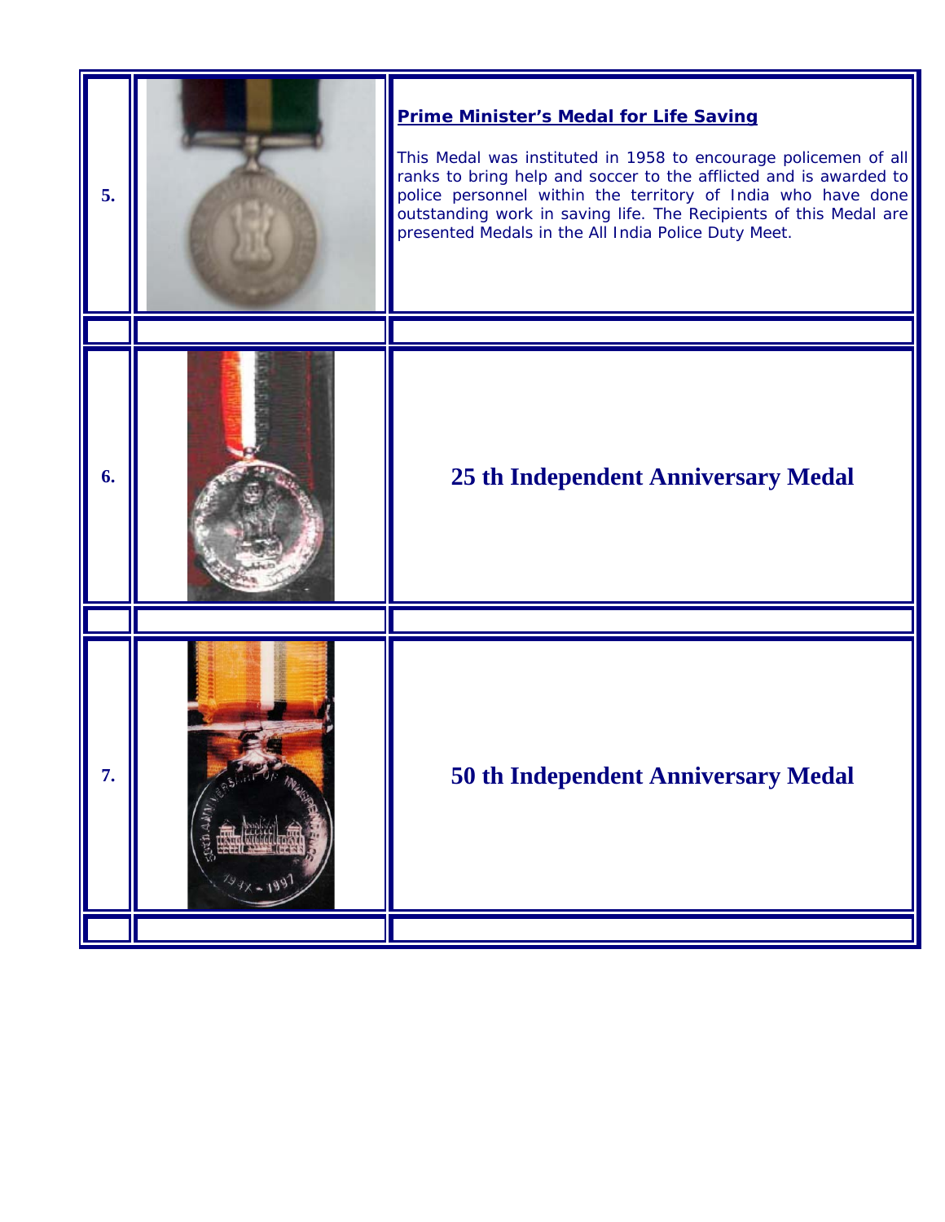| | | |
|---|---|---|
| 5. | | **Prime Minister's Medal for Life Saving**<br><br>This Medal was instituted in 1958 to encourage policemen of all ranks to bring help and soccer to the afflicted and is awarded to police personnel within the territory of India who have done outstanding work in saving life. The Recipients of this Medal are presented Medals in the All India Police Duty Meet. |
| | | |
| 6. | | **25 th Independent Anniversary Medal** |
| | | |
| 7. | | **50 th Independent Anniversary Medal** |
| | | |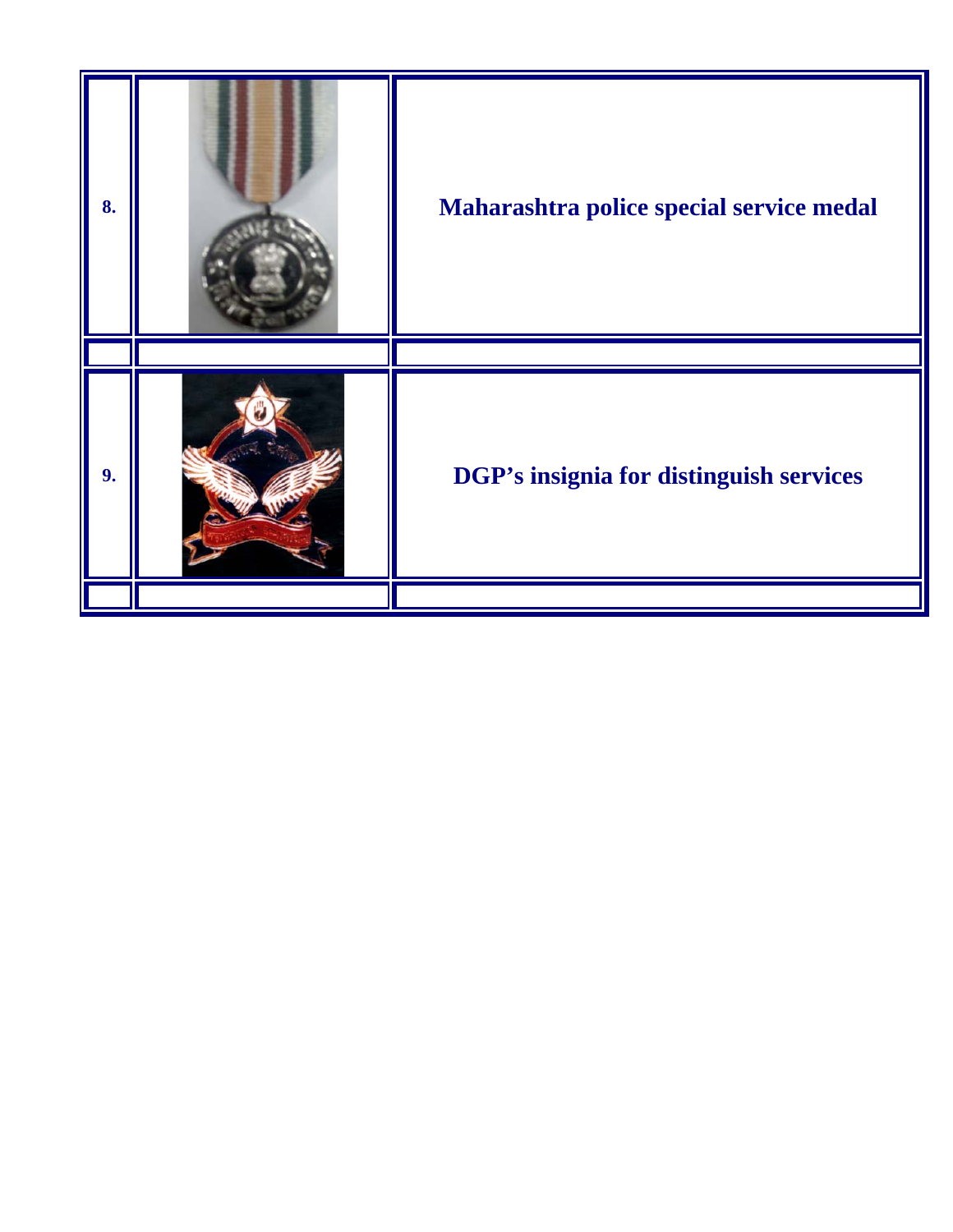| | | |
|---|---|---|
| 8. | | **Maharashtra police special service medal** |
| | | |
| 9. | | **DGP’s insignia for distinguish services** |
| | | |